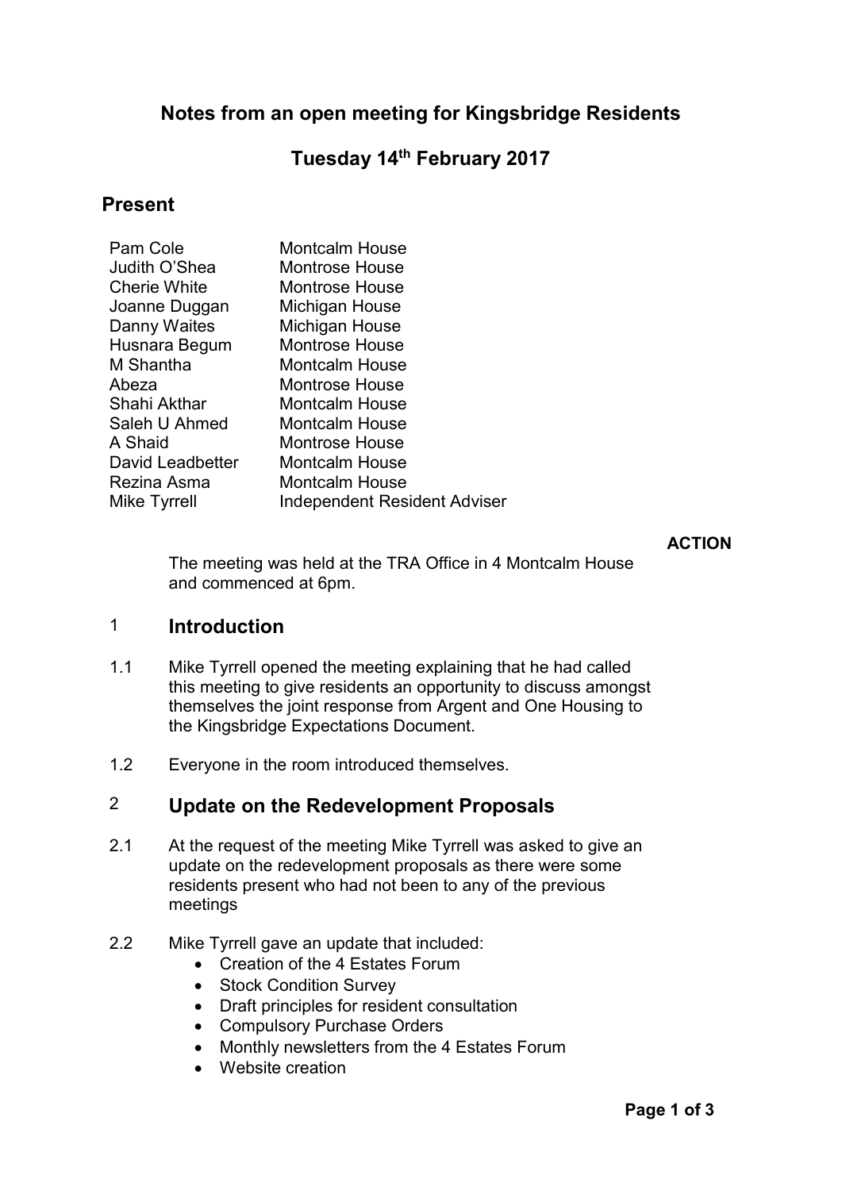# Notes from an open meeting for Kingsbridge Residents

## Tuesday 14th February 2017

## Present

| | |
|---|---|
| Pam Cole | Montcalm House |
| Judith O'Shea | Montrose House |
| Cherie White | Montrose House |
| Joanne Duggan | Michigan House |
| Danny Waites | Michigan House |
| Husnara Begum | Montrose House |
| M Shantha | Montcalm House |
| Abeza | Montrose House |
| Shahi Akthar | Montcalm House |
| Saleh U Ahmed | Montcalm House |
| A Shaid | Montrose House |
| David Leadbetter | Montcalm House |
| Rezina Asma | Montcalm House |
| Mike Tyrrell | Independent Resident Adviser |

**ACTION**

The meeting was held at the TRA Office in 4 Montcalm House and commenced at 6pm.

## 1 Introduction

1.1 Mike Tyrrell opened the meeting explaining that he had called this meeting to give residents an opportunity to discuss amongst themselves the joint response from Argent and One Housing to the Kingsbridge Expectations Document.

1.2 Everyone in the room introduced themselves.

## 2 Update on the Redevelopment Proposals

2.1 At the request of the meeting Mike Tyrrell was asked to give an update on the redevelopment proposals as there were some residents present who had not been to any of the previous meetings

2.2 Mike Tyrrell gave an update that included:

- Creation of the 4 Estates Forum
- Stock Condition Survey
- Draft principles for resident consultation
- Compulsory Purchase Orders
- Monthly newsletters from the 4 Estates Forum
- Website creation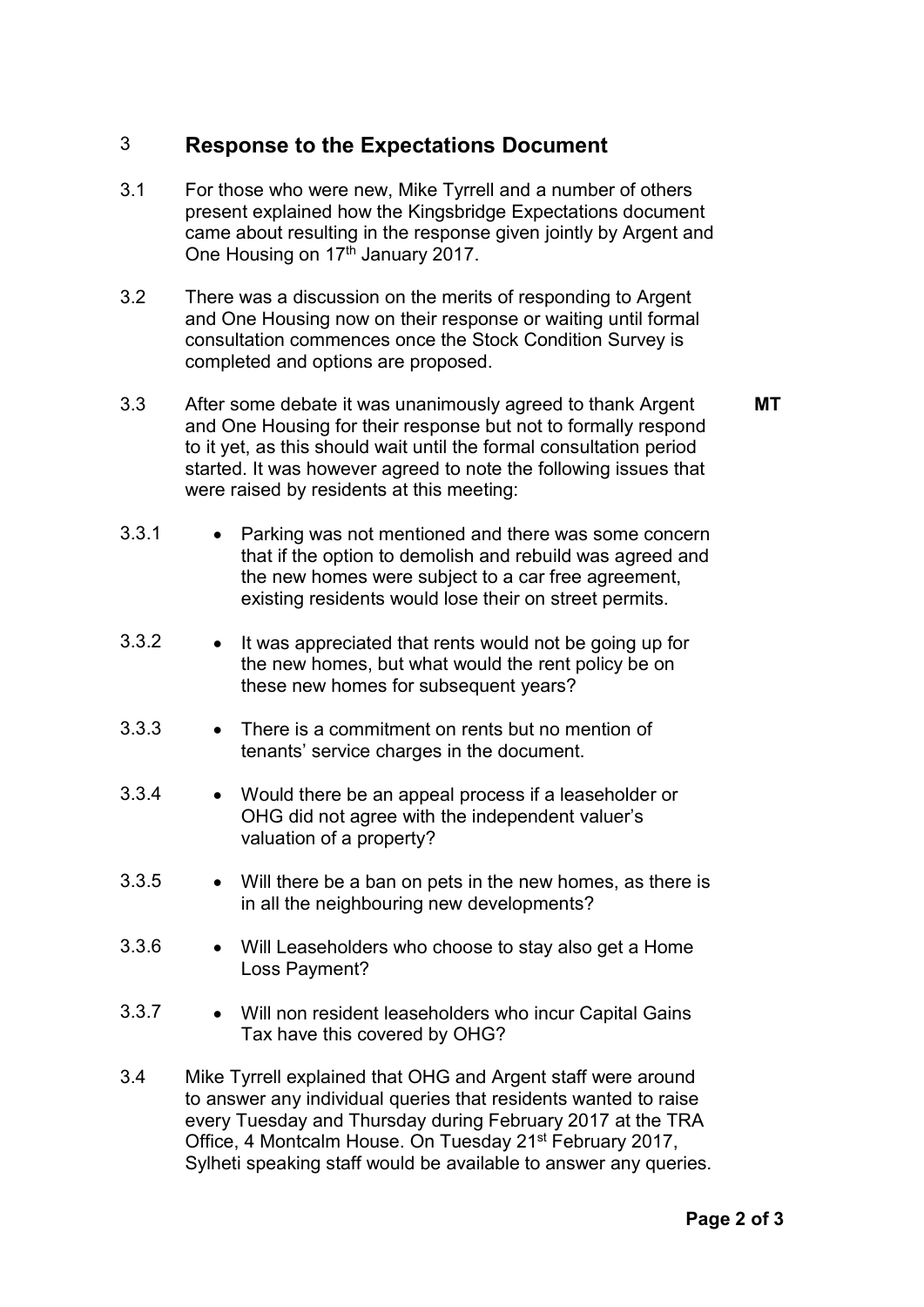## 3 Response to the Expectations Document

3.1 For those who were new, Mike Tyrrell and a number of others present explained how the Kingsbridge Expectations document came about resulting in the response given jointly by Argent and One Housing on 17th January 2017.

3.2 There was a discussion on the merits of responding to Argent and One Housing now on their response or waiting until formal consultation commences once the Stock Condition Survey is completed and options are proposed.

3.3 After some debate it was unanimously agreed to thank Argent and One Housing for their response but not to formally respond to it yet, as this should wait until the formal consultation period started. It was however agreed to note the following issues that were raised by residents at this meeting: **MT**

3.3.1 • Parking was not mentioned and there was some concern that if the option to demolish and rebuild was agreed and the new homes were subject to a car free agreement, existing residents would lose their on street permits.

3.3.2 • It was appreciated that rents would not be going up for the new homes, but what would the rent policy be on these new homes for subsequent years?

3.3.3 • There is a commitment on rents but no mention of tenants' service charges in the document.

3.3.4 • Would there be an appeal process if a leaseholder or OHG did not agree with the independent valuer's valuation of a property?

3.3.5 • Will there be a ban on pets in the new homes, as there is in all the neighbouring new developments?

3.3.6 • Will Leaseholders who choose to stay also get a Home Loss Payment?

3.3.7 • Will non resident leaseholders who incur Capital Gains Tax have this covered by OHG?

3.4 Mike Tyrrell explained that OHG and Argent staff were around to answer any individual queries that residents wanted to raise every Tuesday and Thursday during February 2017 at the TRA Office, 4 Montcalm House. On Tuesday 21st February 2017, Sylheti speaking staff would be available to answer any queries.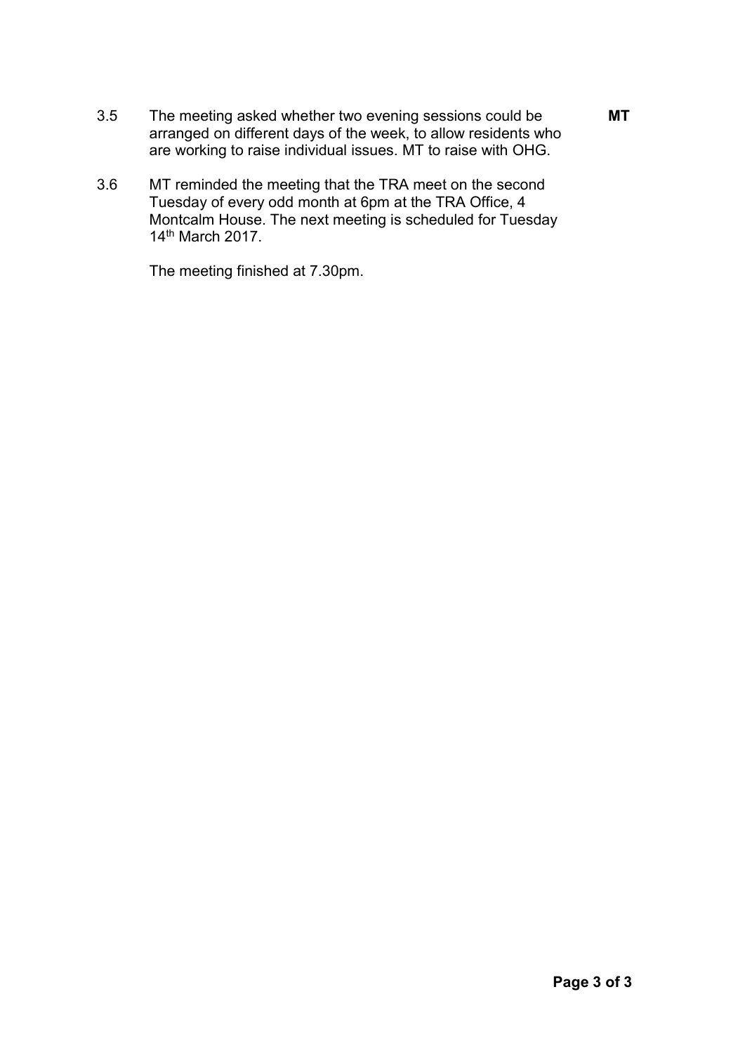3.5 The meeting asked whether two evening sessions could be arranged on different days of the week, to allow residents who are working to raise individual issues. MT to raise with OHG. **MT**

3.6 MT reminded the meeting that the TRA meet on the second Tuesday of every odd month at 6pm at the TRA Office, 4 Montcalm House. The next meeting is scheduled for Tuesday 14th March 2017.

The meeting finished at 7.30pm.